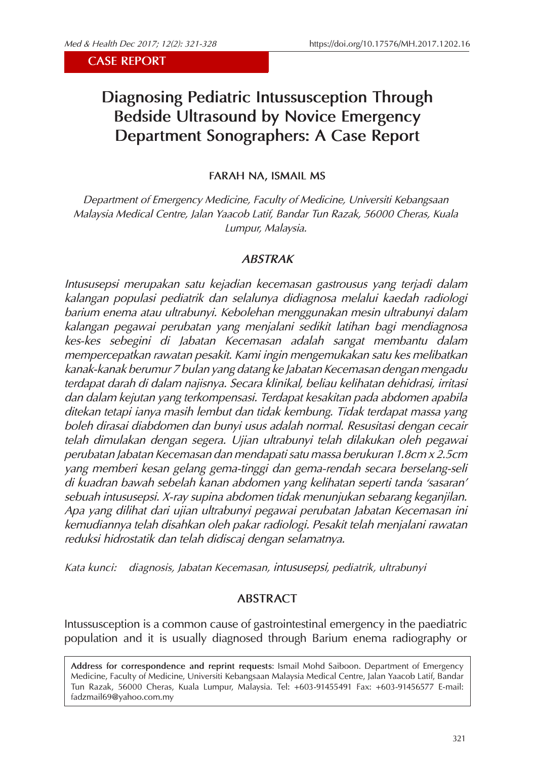CASE REPORT

# Diagnosing Pediatric Intussusception Through Bedside Ultrasound by Novice Emergency Department Sonographers: A Case Report

**FARAH NA, ISMAIL MS**

*Department of Emergency Medicine, Faculty of Medicine, Universiti Kebangsaan Malaysia Medical Centre, Jalan Yaacob Latif, Bandar Tun Razak, 56000 Cheras, Kuala Lumpur, Malaysia.*

## ABSTRAK

*Intususepsi merupakan satu kejadian kecemasan gastrousus yang terjadi dalam kalangan populasi pediatrik dan selalunya didiagnosa melalui kaedah radiologi barium enema atau ultrabunyi. Kebolehan menggunakan mesin ultrabunyi dalam kalangan pegawai perubatan yang menjalani sedikit latihan bagi mendiagnosa kes-kes sebegini di Jabatan Kecemasan adalah sangat membantu dalam mempercepatkan rawatan pesakit. Kami ingin mengemukakan satu kes melibatkan kanak-kanak berumur 7 bulan yang datang ke Jabatan Kecemasan dengan mengadu terdapat darah di dalam najisnya. Secara klinikal, beliau kelihatan dehidrasi, irritasi dan dalam kejutan yang terkompensasi. Terdapat kesakitan pada abdomen apabila ditekan tetapi ianya masih lembut dan tidak kembung. Tidak terdapat massa yang boleh dirasai diabdomen dan bunyi usus adalah normal. Resusitasi dengan cecair telah dimulakan dengan segera. Ujian ultrabunyi telah dilakukan oleh pegawai perubatan Jabatan Kecemasan dan mendapati satu massa berukuran 1.8cm x 2.5cm yang memberi kesan gelang gema-tinggi dan gema-rendah secara berselang-seli di kuadran bawah sebelah kanan abdomen yang kelihatan seperti tanda 'sasaran' sebuah intususepsi. X-ray supina abdomen tidak menunjukan sebarang keganjilan. Apa yang dilihat dari ujian ultrabunyi pegawai perubatan Jabatan Kecemasan ini kemudiannya telah disahkan oleh pakar radiologi. Pesakit telah menjalani rawatan reduksi hidrostatik dan telah didiscaj dengan selamatnya.*

*Kata kunci: diagnosis, Jabatan Kecemasan, intususepsi, pediatrik, ultrabunyi*

## ABSTRACT

Intussusception is a common cause of gastrointestinal emergency in the paediatric population and it is usually diagnosed through Barium enema radiography or

---

**Address for correspondence and reprint requests**: Ismail Mohd Saiboon. Department of Emergency Medicine, Faculty of Medicine, Universiti Kebangsaan Malaysia Medical Centre, Jalan Yaacob Latif, Bandar Tun Razak, 56000 Cheras, Kuala Lumpur, Malaysia. Tel: +603-91455491 Fax: +603-91456577 E-mail: fadzmail69@yahoo.com.my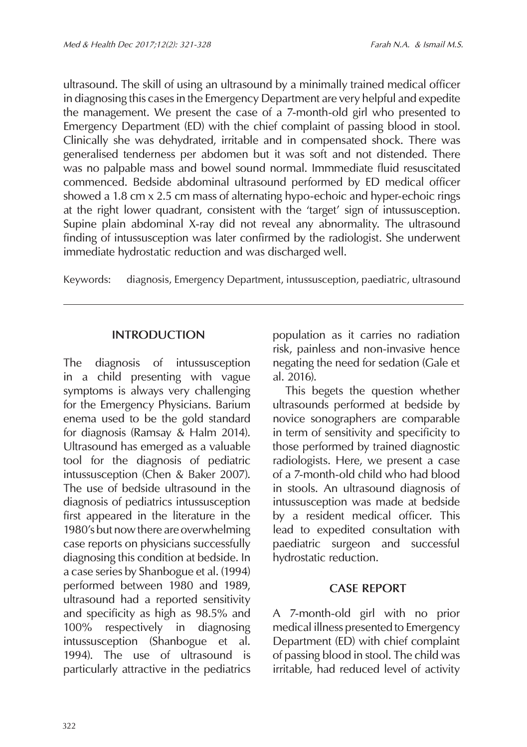ultrasound. The skill of using an ultrasound by a minimally trained medical officer in diagnosing this cases in the Emergency Department are very helpful and expedite the management. We present the case of a 7-month-old girl who presented to Emergency Department (ED) with the chief complaint of passing blood in stool. Clinically she was dehydrated, irritable and in compensated shock. There was generalised tenderness per abdomen but it was soft and not distended. There was no palpable mass and bowel sound normal. Immmediate fluid resuscitated commenced. Bedside abdominal ultrasound performed by ED medical officer showed a 1.8 cm x 2.5 cm mass of alternating hypo-echoic and hyper-echoic rings at the right lower quadrant, consistent with the 'target' sign of intussusception. Supine plain abdominal X-ray did not reveal any abnormality. The ultrasound finding of intussusception was later confirmed by the radiologist. She underwent immediate hydrostatic reduction and was discharged well.

Keywords: diagnosis, Emergency Department, intussusception, paediatric, ultrasound

## INTRODUCTION

The diagnosis of intussusception in a child presenting with vague symptoms is always very challenging for the Emergency Physicians. Barium enema used to be the gold standard for diagnosis (Ramsay & Halm 2014). Ultrasound has emerged as a valuable tool for the diagnosis of pediatric intussusception (Chen & Baker 2007). The use of bedside ultrasound in the diagnosis of pediatrics intussusception first appeared in the literature in the 1980's but now there are overwhelming case reports on physicians successfully diagnosing this condition at bedside. In a case series by Shanbogue et al. (1994) performed between 1980 and 1989, ultrasound had a reported sensitivity and specificity as high as 98.5% and 100% respectively in diagnosing intussusception (Shanbogue et al. 1994). The use of ultrasound is particularly attractive in the pediatrics population as it carries no radiation risk, painless and non-invasive hence negating the need for sedation (Gale et al. 2016).

This begets the question whether ultrasounds performed at bedside by novice sonographers are comparable in term of sensitivity and specificity to those performed by trained diagnostic radiologists. Here, we present a case of a 7-month-old child who had blood in stools. An ultrasound diagnosis of intussusception was made at bedside by a resident medical officer. This lead to expedited consultation with paediatric surgeon and successful hydrostatic reduction.

## CASE REPORT

A 7-month-old girl with no prior medical illness presented to Emergency Department (ED) with chief complaint of passing blood in stool. The child was irritable, had reduced level of activity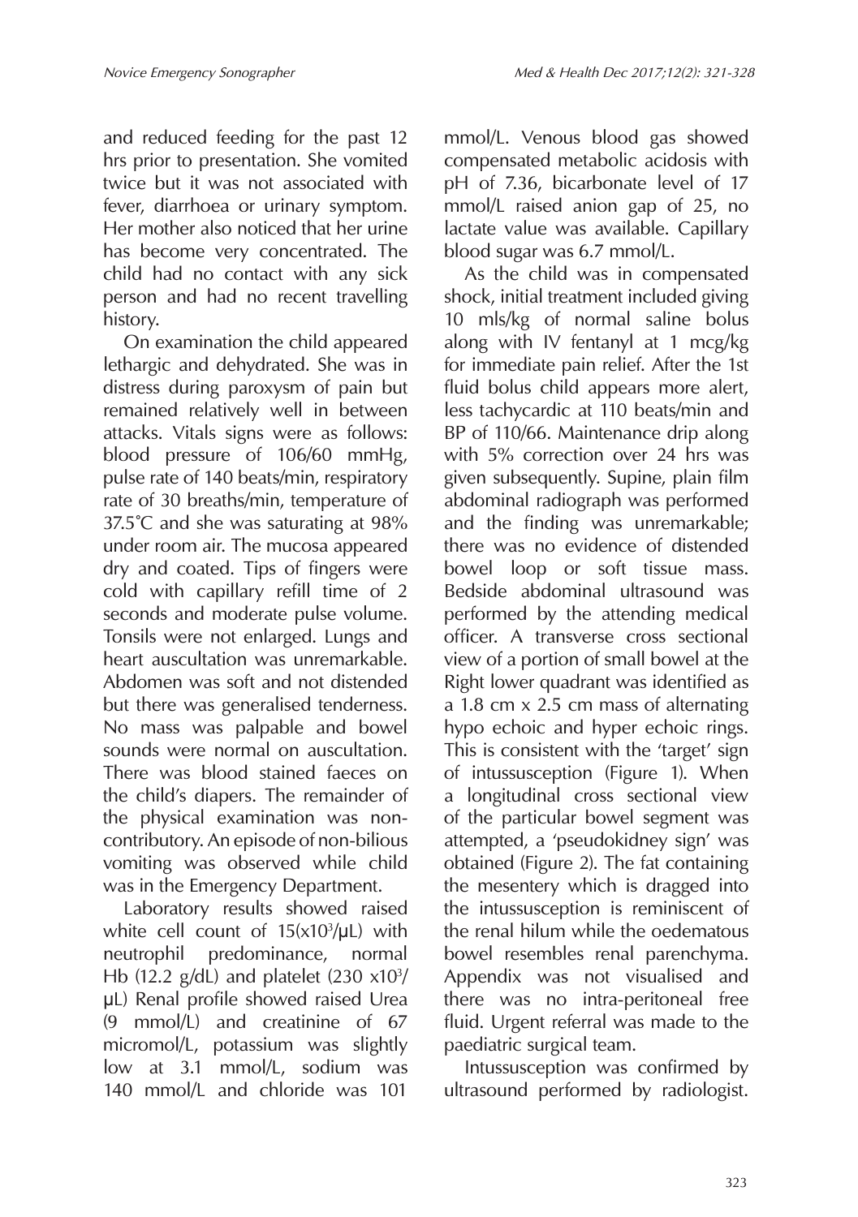and reduced feeding for the past 12 hrs prior to presentation. She vomited twice but it was not associated with fever, diarrhoea or urinary symptom. Her mother also noticed that her urine has become very concentrated. The child had no contact with any sick person and had no recent travelling history.

On examination the child appeared lethargic and dehydrated. She was in distress during paroxysm of pain but remained relatively well in between attacks. Vitals signs were as follows: blood pressure of 106/60 mmHg, pulse rate of 140 beats/min, respiratory rate of 30 breaths/min, temperature of 37.5˚C and she was saturating at 98% under room air. The mucosa appeared dry and coated. Tips of fingers were cold with capillary refill time of 2 seconds and moderate pulse volume. Tonsils were not enlarged. Lungs and heart auscultation was unremarkable. Abdomen was soft and not distended but there was generalised tenderness. No mass was palpable and bowel sounds were normal on auscultation. There was blood stained faeces on the child's diapers. The remainder of the physical examination was non-contributory. An episode of non-bilious vomiting was observed while child was in the Emergency Department.

Laboratory results showed raised white cell count of $15(x10^3/\mu L)$ with neutrophil predominance, normal Hb (12.2 g/dL) and platelet ($230\ x10^3/\mu L$) Renal profile showed raised Urea (9 mmol/L) and creatinine of 67 micromol/L, potassium was slightly low at 3.1 mmol/L, sodium was 140 mmol/L and chloride was 101 mmol/L. Venous blood gas showed compensated metabolic acidosis with pH of 7.36, bicarbonate level of 17 mmol/L raised anion gap of 25, no lactate value was available. Capillary blood sugar was 6.7 mmol/L.

As the child was in compensated shock, initial treatment included giving 10 mls/kg of normal saline bolus along with IV fentanyl at 1 mcg/kg for immediate pain relief. After the 1st fluid bolus child appears more alert, less tachycardic at 110 beats/min and BP of 110/66. Maintenance drip along with 5% correction over 24 hrs was given subsequently. Supine, plain film abdominal radiograph was performed and the finding was unremarkable; there was no evidence of distended bowel loop or soft tissue mass. Bedside abdominal ultrasound was performed by the attending medical officer. A transverse cross sectional view of a portion of small bowel at the Right lower quadrant was identified as a 1.8 cm x 2.5 cm mass of alternating hypo echoic and hyper echoic rings. This is consistent with the 'target' sign of intussusception (Figure 1). When a longitudinal cross sectional view of the particular bowel segment was attempted, a 'pseudokidney sign' was obtained (Figure 2). The fat containing the mesentery which is dragged into the intussusception is reminiscent of the renal hilum while the oedematous bowel resembles renal parenchyma. Appendix was not visualised and there was no intra-peritoneal free fluid. Urgent referral was made to the paediatric surgical team.

Intussusception was confirmed by ultrasound performed by radiologist.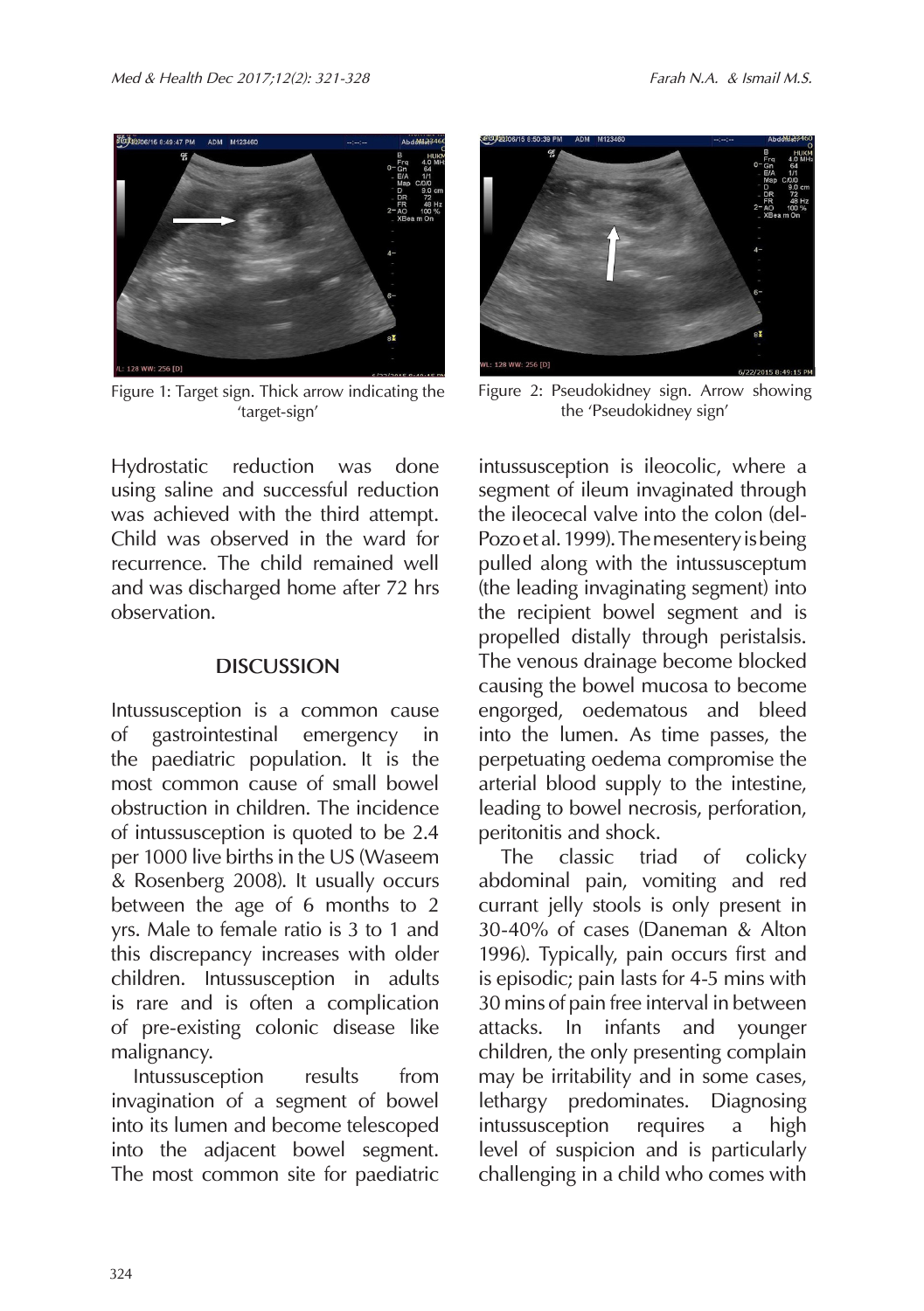Figure 1: Target sign. Thick arrow indicating the 'target-sign'

Figure 2: Pseudokidney sign. Arrow showing the 'Pseudokidney sign'

Hydrostatic reduction was done using saline and successful reduction was achieved with the third attempt. Child was observed in the ward for recurrence. The child remained well and was discharged home after 72 hrs observation.

## DISCUSSION

Intussusception is a common cause of gastrointestinal emergency in the paediatric population. It is the most common cause of small bowel obstruction in children. The incidence of intussusception is quoted to be 2.4 per 1000 live births in the US (Waseem & Rosenberg 2008). It usually occurs between the age of 6 months to 2 yrs. Male to female ratio is 3 to 1 and this discrepancy increases with older children. Intussusception in adults is rare and is often a complication of pre-existing colonic disease like malignancy.

Intussusception results from invagination of a segment of bowel into its lumen and become telescoped into the adjacent bowel segment. The most common site for paediatric intussusception is ileocolic, where a segment of ileum invaginated through the ileocecal valve into the colon (del-Pozo et al. 1999). The mesentery is being pulled along with the intussusceptum (the leading invaginating segment) into the recipient bowel segment and is propelled distally through peristalsis. The venous drainage become blocked causing the bowel mucosa to become engorged, oedematous and bleed into the lumen. As time passes, the perpetuating oedema compromise the arterial blood supply to the intestine, leading to bowel necrosis, perforation, peritonitis and shock.

The classic triad of colicky abdominal pain, vomiting and red currant jelly stools is only present in 30-40% of cases (Daneman & Alton 1996). Typically, pain occurs first and is episodic; pain lasts for 4-5 mins with 30 mins of pain free interval in between attacks. In infants and younger children, the only presenting complain may be irritability and in some cases, lethargy predominates. Diagnosing intussusception requires a high level of suspicion and is particularly challenging in a child who comes with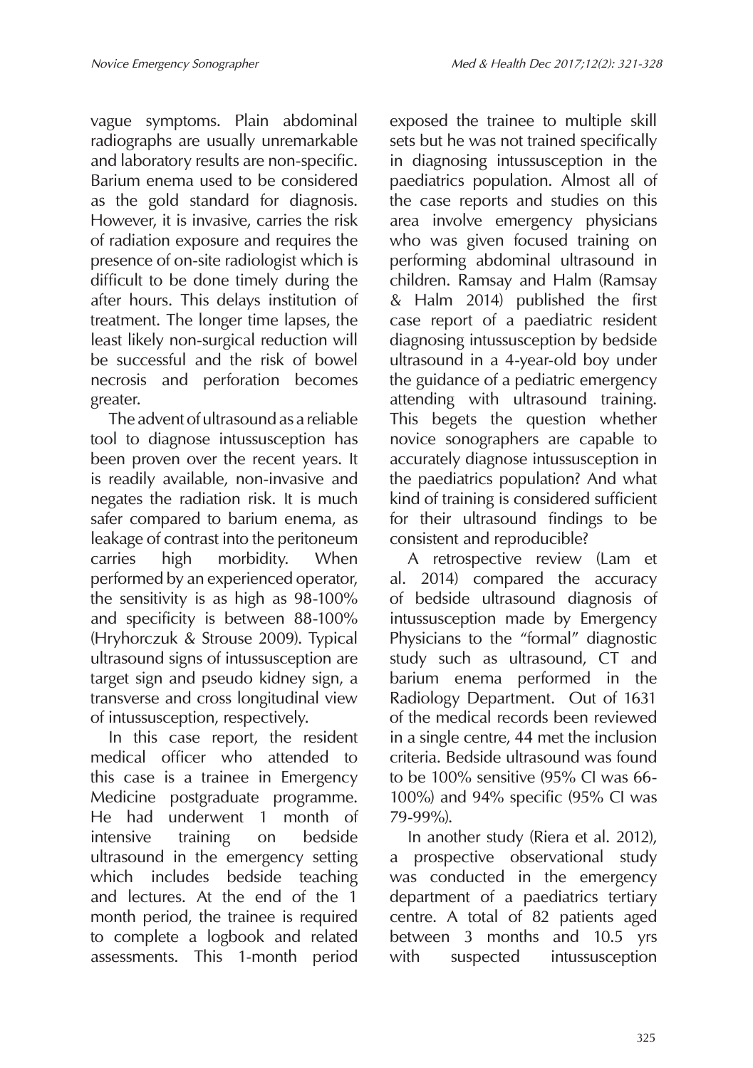vague symptoms. Plain abdominal radiographs are usually unremarkable and laboratory results are non-specific. Barium enema used to be considered as the gold standard for diagnosis. However, it is invasive, carries the risk of radiation exposure and requires the presence of on-site radiologist which is difficult to be done timely during the after hours. This delays institution of treatment. The longer time lapses, the least likely non-surgical reduction will be successful and the risk of bowel necrosis and perforation becomes greater.

The advent of ultrasound as a reliable tool to diagnose intussusception has been proven over the recent years. It is readily available, non-invasive and negates the radiation risk. It is much safer compared to barium enema, as leakage of contrast into the peritoneum carries high morbidity. When performed by an experienced operator, the sensitivity is as high as 98-100% and specificity is between 88-100% (Hryhorczuk & Strouse 2009). Typical ultrasound signs of intussusception are target sign and pseudo kidney sign, a transverse and cross longitudinal view of intussusception, respectively.

In this case report, the resident medical officer who attended to this case is a trainee in Emergency Medicine postgraduate programme. He had underwent 1 month of intensive training on bedside ultrasound in the emergency setting which includes bedside teaching and lectures. At the end of the 1 month period, the trainee is required to complete a logbook and related assessments. This 1-month period exposed the trainee to multiple skill sets but he was not trained specifically in diagnosing intussusception in the paediatrics population. Almost all of the case reports and studies on this area involve emergency physicians who was given focused training on performing abdominal ultrasound in children. Ramsay and Halm (Ramsay & Halm 2014) published the first case report of a paediatric resident diagnosing intussusception by bedside ultrasound in a 4-year-old boy under the guidance of a pediatric emergency attending with ultrasound training. This begets the question whether novice sonographers are capable to accurately diagnose intussusception in the paediatrics population? And what kind of training is considered sufficient for their ultrasound findings to be consistent and reproducible?

A retrospective review (Lam et al. 2014) compared the accuracy of bedside ultrasound diagnosis of intussusception made by Emergency Physicians to the "formal" diagnostic study such as ultrasound, CT and barium enema performed in the Radiology Department. Out of 1631 of the medical records been reviewed in a single centre, 44 met the inclusion criteria. Bedside ultrasound was found to be 100% sensitive (95% CI was 66-100%) and 94% specific (95% CI was 79-99%).

In another study (Riera et al. 2012), a prospective observational study was conducted in the emergency department of a paediatrics tertiary centre. A total of 82 patients aged between 3 months and 10.5 yrs with suspected intussusception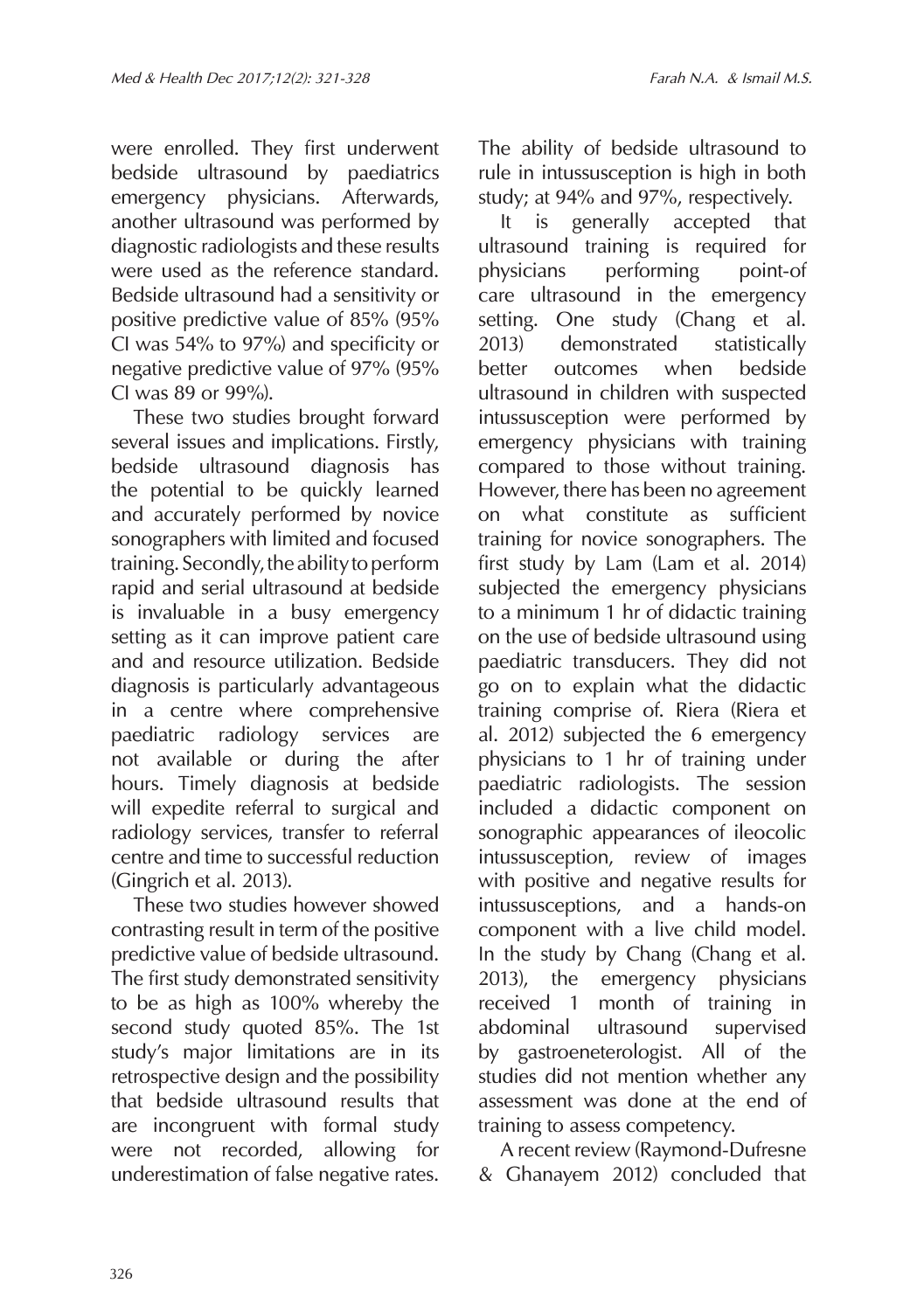were enrolled. They first underwent bedside ultrasound by paediatrics emergency physicians. Afterwards, another ultrasound was performed by diagnostic radiologists and these results were used as the reference standard. Bedside ultrasound had a sensitivity or positive predictive value of 85% (95% CI was 54% to 97%) and specificity or negative predictive value of 97% (95% CI was 89 or 99%).

These two studies brought forward several issues and implications. Firstly, bedside ultrasound diagnosis has the potential to be quickly learned and accurately performed by novice sonographers with limited and focused training. Secondly, the ability to perform rapid and serial ultrasound at bedside is invaluable in a busy emergency setting as it can improve patient care and and resource utilization. Bedside diagnosis is particularly advantageous in a centre where comprehensive paediatric radiology services are not available or during the after hours. Timely diagnosis at bedside will expedite referral to surgical and radiology services, transfer to referral centre and time to successful reduction (Gingrich et al. 2013).

These two studies however showed contrasting result in term of the positive predictive value of bedside ultrasound. The first study demonstrated sensitivity to be as high as 100% whereby the second study quoted 85%. The 1st study's major limitations are in its retrospective design and the possibility that bedside ultrasound results that are incongruent with formal study were not recorded, allowing for underestimation of false negative rates. The ability of bedside ultrasound to rule in intussusception is high in both study; at 94% and 97%, respectively.

It is generally accepted that ultrasound training is required for physicians performing point-of care ultrasound in the emergency setting. One study (Chang et al. 2013) demonstrated statistically better outcomes when bedside ultrasound in children with suspected intussusception were performed by emergency physicians with training compared to those without training. However, there has been no agreement on what constitute as sufficient training for novice sonographers. The first study by Lam (Lam et al. 2014) subjected the emergency physicians to a minimum 1 hr of didactic training on the use of bedside ultrasound using paediatric transducers. They did not go on to explain what the didactic training comprise of. Riera (Riera et al. 2012) subjected the 6 emergency physicians to 1 hr of training under paediatric radiologists. The session included a didactic component on sonographic appearances of ileocolic intussusception, review of images with positive and negative results for intussusceptions, and a hands-on component with a live child model. In the study by Chang (Chang et al. 2013), the emergency physicians received 1 month of training in abdominal ultrasound supervised by gastroeneterologist. All of the studies did not mention whether any assessment was done at the end of training to assess competency.

A recent review (Raymond-Dufresne & Ghanayem 2012) concluded that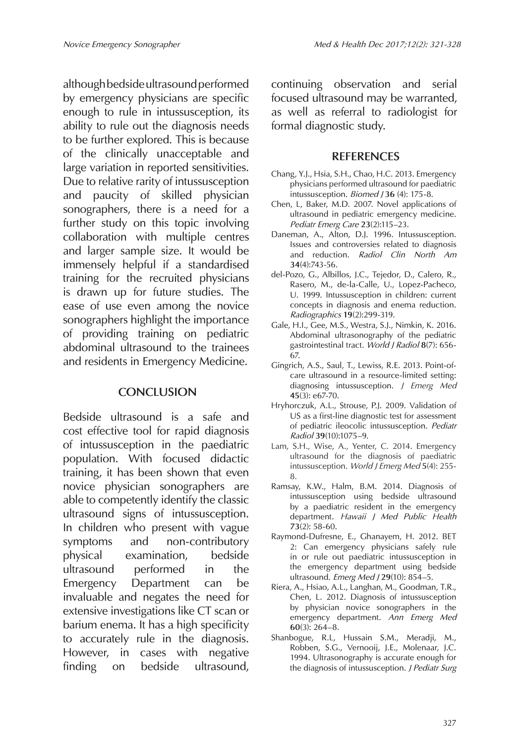although bedside ultrasound performed by emergency physicians are specific enough to rule in intussusception, its ability to rule out the diagnosis needs to be further explored. This is because of the clinically unacceptable and large variation in reported sensitivities. Due to relative rarity of intussusception and paucity of skilled physician sonographers, there is a need for a further study on this topic involving collaboration with multiple centres and larger sample size. It would be immensely helpful if a standardised training for the recruited physicians is drawn up for future studies. The ease of use even among the novice sonographers highlight the importance of providing training on pediatric abdominal ultrasound to the trainees and residents in Emergency Medicine.

## CONCLUSION

Bedside ultrasound is a safe and cost effective tool for rapid diagnosis of intussusception in the paediatric population. With focused didactic training, it has been shown that even novice physician sonographers are able to competently identify the classic ultrasound signs of intussusception. In children who present with vague symptoms and non-contributory physical examination, bedside ultrasound performed in the Emergency Department can be invaluable and negates the need for extensive investigations like CT scan or barium enema. It has a high specificity to accurately rule in the diagnosis. However, in cases with negative finding on bedside ultrasound, continuing observation and serial focused ultrasound may be warranted, as well as referral to radiologist for formal diagnostic study.

## REFERENCES

Chang, Y.J., Hsia, S.H., Chao, H.C. 2013. Emergency physicians performed ultrasound for paediatric intussusception. *Biomed J* **36** (4): 175-8.

Chen, L, Baker, M.D. 2007. Novel applications of ultrasound in pediatric emergency medicine. *Pediatr Emerg Care* **23**(2):115–23.

Daneman, A., Alton, D.J. 1996. Intussusception. Issues and controversies related to diagnosis and reduction. *Radiol Clin North Am* **34**(4):743-56.

del-Pozo, G., Albillos, J.C., Tejedor, D., Calero, R., Rasero, M., de-la-Calle, U., Lopez-Pacheco, U. 1999. Intussusception in children: current concepts in diagnosis and enema reduction. *Radiographics* **19**(2):299-319.

Gale, H.I., Gee, M.S., Westra, S.J., Nimkin, K. 2016. Abdominal ultrasonography of the pediatric gastrointestinal tract. *World J Radiol* **8**(7): 656-67.

Gingrich, A.S., Saul, T., Lewiss, R.E. 2013. Point-of-care ultrasound in a resource-limited setting: diagnosing intussusception. *J Emerg Med* **45**(3): e67-70.

Hryhorczuk, A.L., Strouse, P.J. 2009. Validation of US as a first-line diagnostic test for assessment of pediatric ileocolic intussusception. *Pediatr Radiol* **39**(10):1075–9.

Lam, S.H., Wise, A., Yenter, C. 2014. Emergency ultrasound for the diagnosis of paediatric intussusception. *World J Emerg Med* **5**(4): 255-8.

Ramsay, K.W., Halm, B.M. 2014. Diagnosis of intussusception using bedside ultrasound by a paediatric resident in the emergency department. *Hawaii J Med Public Health* **73**(2): 58-60.

Raymond-Dufresne, E., Ghanayem, H. 2012. BET 2: Can emergency physicians safely rule in or rule out paediatric intussusception in the emergency department using bedside ultrasound. *Emerg Med J* **29**(10): 854–5.

Riera, A., Hsiao, A.L., Langhan, M., Goodman, T.R., Chen, L. 2012. Diagnosis of intussusception by physician novice sonographers in the emergency department. *Ann Emerg Med* **60**(3): 264–8.

Shanbogue, R.L, Hussain S.M., Meradji, M., Robben, S.G., Vernooij, J.E., Molenaar, J.C. 1994. Ultrasonography is accurate enough for the diagnosis of intussusception. *J Pediatr Surg*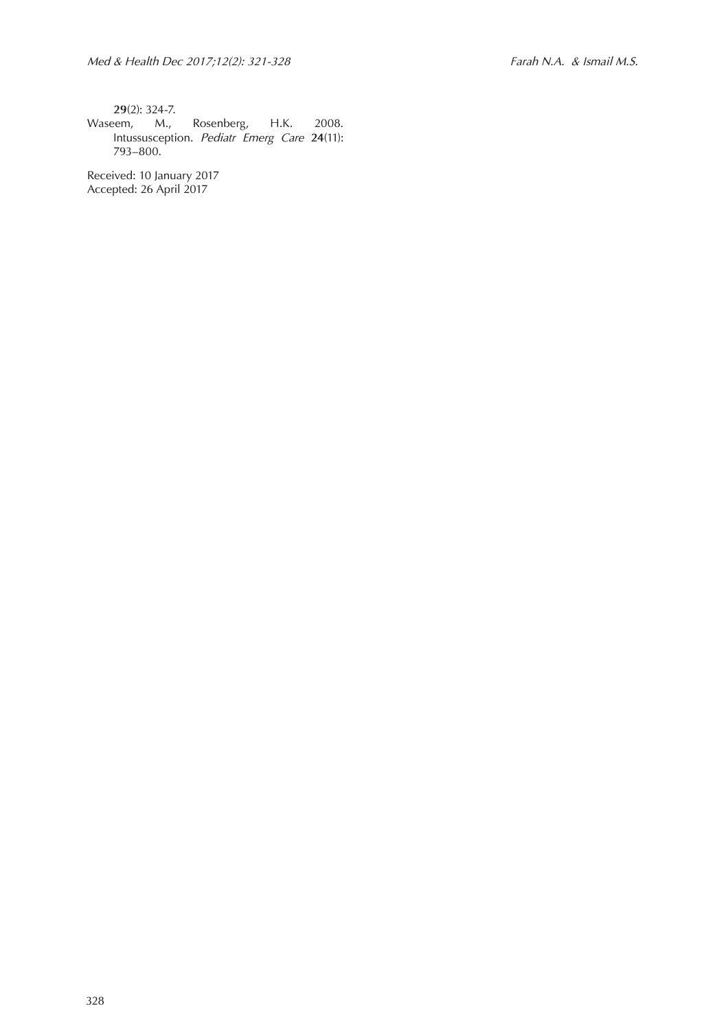**29**(2): 324-7.

Waseem, M., Rosenberg, H.K. 2008. Intussusception. *Pediatr Emerg Care* **24**(11): 793–800.

Received: 10 January 2017
Accepted: 26 April 2017